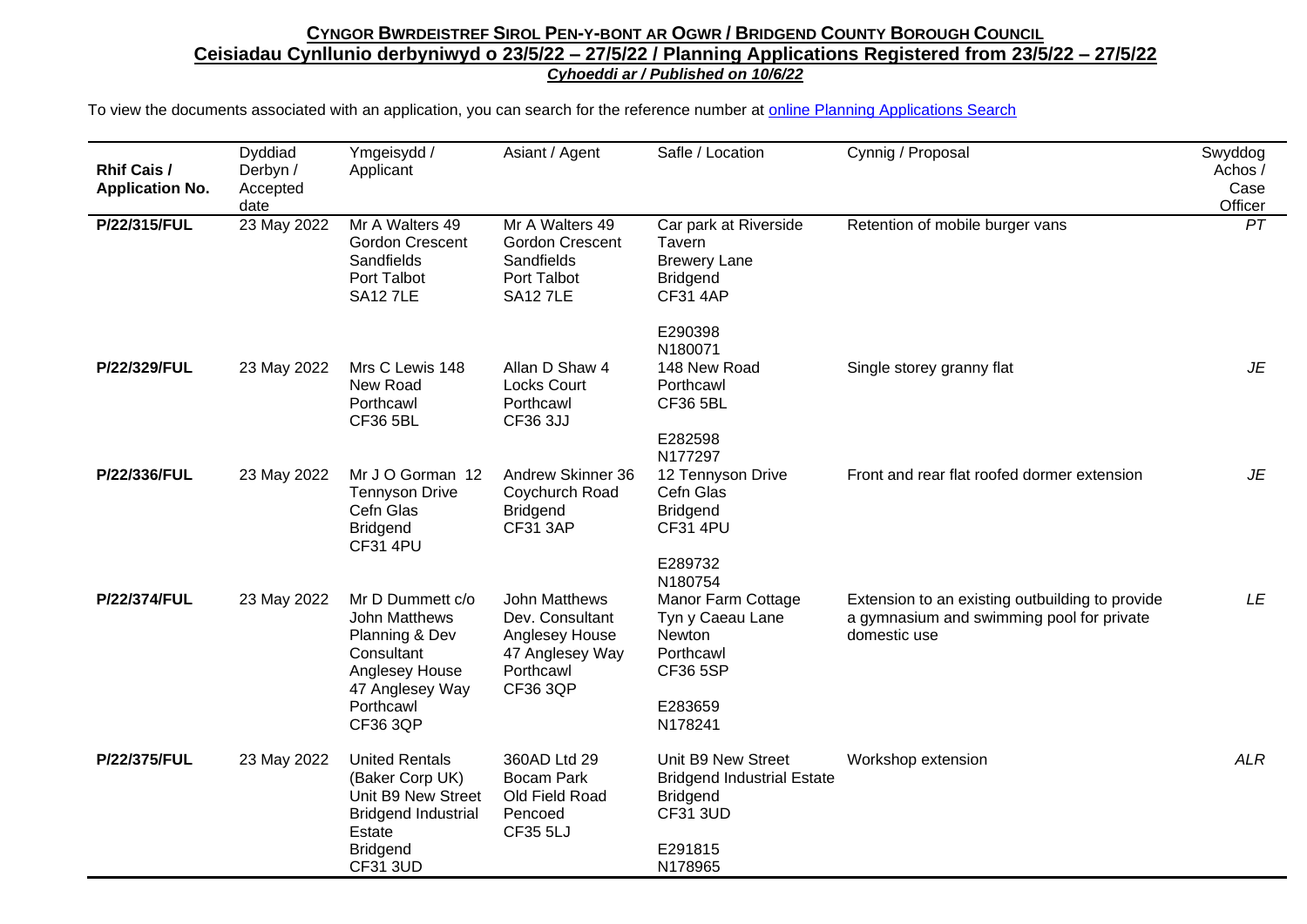**CYNGOR BWRDEISTREF SIROL PEN-Y-BONT AR OGWR / BRIDGEND COUNTY BOROUGH COUNCIL**

**Ceisiadau Cynllunio derbyniwyd o 23/5/22 – 27/5/22 / Planning Applications Registered from 23/5/22 – 27/5/22**

***Cyhoeddi ar / Published on 10/6/22***

To view the documents associated with an application, you can search for the reference number at online Planning Applications Search

| Rhif Cais / Application No. | Dyddiad Derbyn / Accepted date | Ymgeisydd / Applicant | Asiant / Agent | Safle / Location | Cynnig / Proposal | Swyddog Achos / Case Officer |
|---|---|---|---|---|---|---|
| **P/22/315/FUL** | 23 May 2022 | Mr A Walters 49 Gordon Crescent Sandfields Port Talbot SA12 7LE | Mr A Walters 49 Gordon Crescent Sandfields Port Talbot SA12 7LE | Car park at Riverside Tavern Brewery Lane Bridgend CF31 4AP E290398 N180071 | Retention of mobile burger vans | *PT* |
| **P/22/329/FUL** | 23 May 2022 | Mrs C Lewis 148 New Road Porthcawl CF36 5BL | Allan D Shaw 4 Locks Court Porthcawl CF36 3JJ | 148 New Road Porthcawl CF36 5BL E282598 N177297 | Single storey granny flat | *JE* |
| **P/22/336/FUL** | 23 May 2022 | Mr J O Gorman 12 Tennyson Drive Cefn Glas Bridgend CF31 4PU | Andrew Skinner 36 Coychurch Road Bridgend CF31 3AP | 12 Tennyson Drive Cefn Glas Bridgend CF31 4PU E289732 N180754 | Front and rear flat roofed dormer extension | *JE* |
| **P/22/374/FUL** | 23 May 2022 | Mr D Dummett c/o John Matthews Planning & Dev Consultant Anglesey House 47 Anglesey Way Porthcawl CF36 3QP | John Matthews Dev. Consultant Anglesey House 47 Anglesey Way Porthcawl CF36 3QP | Manor Farm Cottage Tyn y Caeau Lane Newton Porthcawl CF36 5SP E283659 N178241 | Extension to an existing outbuilding to provide a gymnasium and swimming pool for private domestic use | *LE* |
| **P/22/375/FUL** | 23 May 2022 | United Rentals (Baker Corp UK) Unit B9 New Street Bridgend Industrial Estate Bridgend CF31 3UD | 360AD Ltd 29 Bocam Park Old Field Road Pencoed CF35 5LJ | Unit B9 New Street Bridgend Industrial Estate Bridgend CF31 3UD E291815 N178965 | Workshop extension | *ALR* |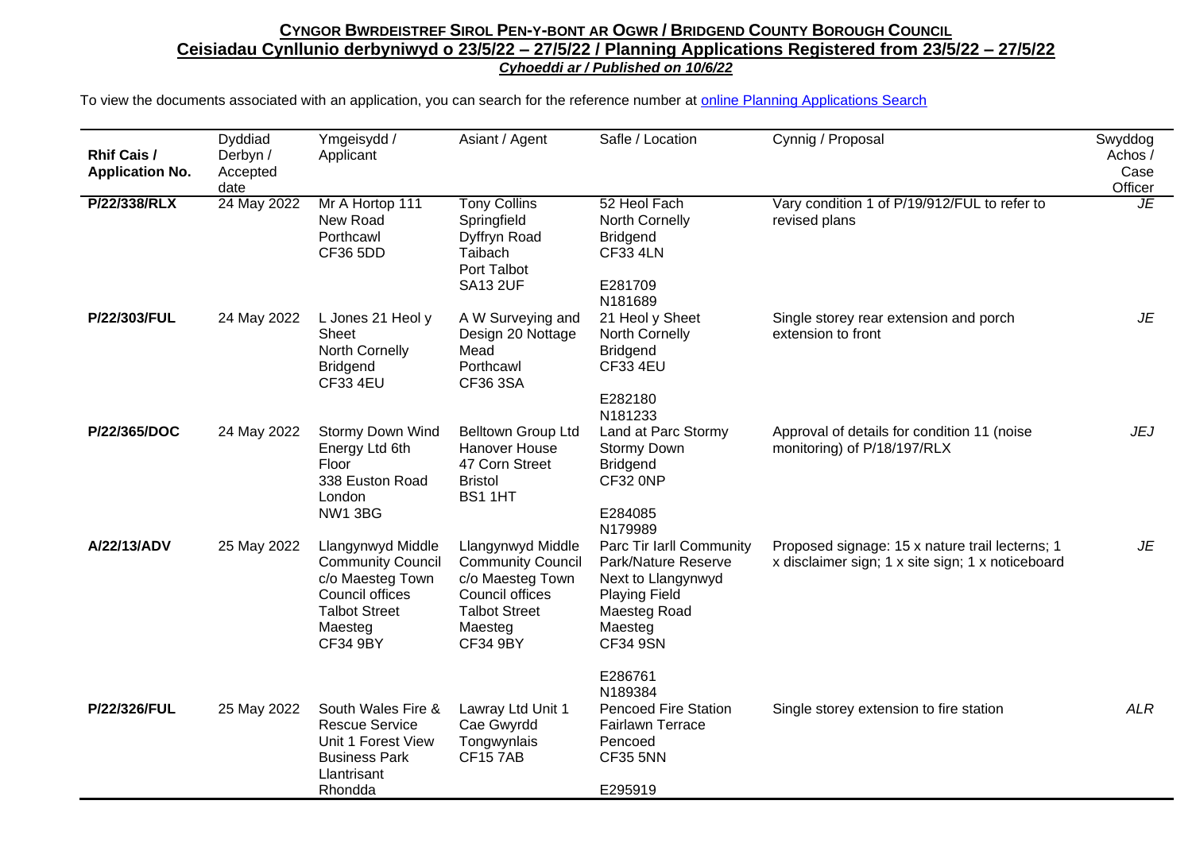**CYNGOR BWRDEISTREF SIROL PEN-Y-BONT AR OGWR / BRIDGEND COUNTY BOROUGH COUNCIL**
**Ceisiadau Cynllunio derbyniwyd o 23/5/22 – 27/5/22 / Planning Applications Registered from 23/5/22 – 27/5/22**
***Cyhoeddi ar / Published on 10/6/22***

To view the documents associated with an application, you can search for the reference number at online Planning Applications Search

| Rhif Cais / Application No. | Dyddiad Derbyn / Accepted date | Ymgeisydd / Applicant | Asiant / Agent | Safle / Location | Cynnig / Proposal | Swyddog Achos / Case Officer |
|---|---|---|---|---|---|---|
| **P/22/338/RLX** | 24 May 2022 | Mr A Hortop 111 New Road Porthcawl CF36 5DD | Tony Collins Springfield Dyffryn Road Taibach Port Talbot SA13 2UF | 52 Heol Fach North Cornelly Bridgend CF33 4LN E281709 N181689 | Vary condition 1 of P/19/912/FUL to refer to revised plans | *JE* |
| **P/22/303/FUL** | 24 May 2022 | L Jones 21 Heol y Sheet North Cornelly Bridgend CF33 4EU | A W Surveying and Design 20 Nottage Mead Porthcawl CF36 3SA | 21 Heol y Sheet North Cornelly Bridgend CF33 4EU E282180 N181233 | Single storey rear extension and porch extension to front | *JE* |
| **P/22/365/DOC** | 24 May 2022 | Stormy Down Wind Energy Ltd 6th Floor 338 Euston Road London NW1 3BG | Belltown Group Ltd Hanover House 47 Corn Street Bristol BS1 1HT | Land at Parc Stormy Stormy Down Bridgend CF32 0NP E284085 N179989 | Approval of details for condition 11 (noise monitoring) of P/18/197/RLX | *JEJ* |
| **A/22/13/ADV** | 25 May 2022 | Llangynwyd Middle Community Council c/o Maesteg Town Council offices Talbot Street Maesteg CF34 9BY | Llangynwyd Middle Community Council c/o Maesteg Town Council offices Talbot Street Maesteg CF34 9BY | Parc Tir Iarll Community Park/Nature Reserve Next to Llangynwyd Playing Field Maesteg Road Maesteg CF34 9SN E286761 N189384 | Proposed signage: 15 x nature trail lecterns; 1 x disclaimer sign; 1 x site sign; 1 x noticeboard | *JE* |
| **P/22/326/FUL** | 25 May 2022 | South Wales Fire & Rescue Service Unit 1 Forest View Business Park Llantrisant Rhondda | Lawray Ltd Unit 1 Cae Gwyrdd Tongwynlais CF15 7AB | Pencoed Fire Station Fairlawn Terrace Pencoed CF35 5NN E295919 | Single storey extension to fire station | *ALR* |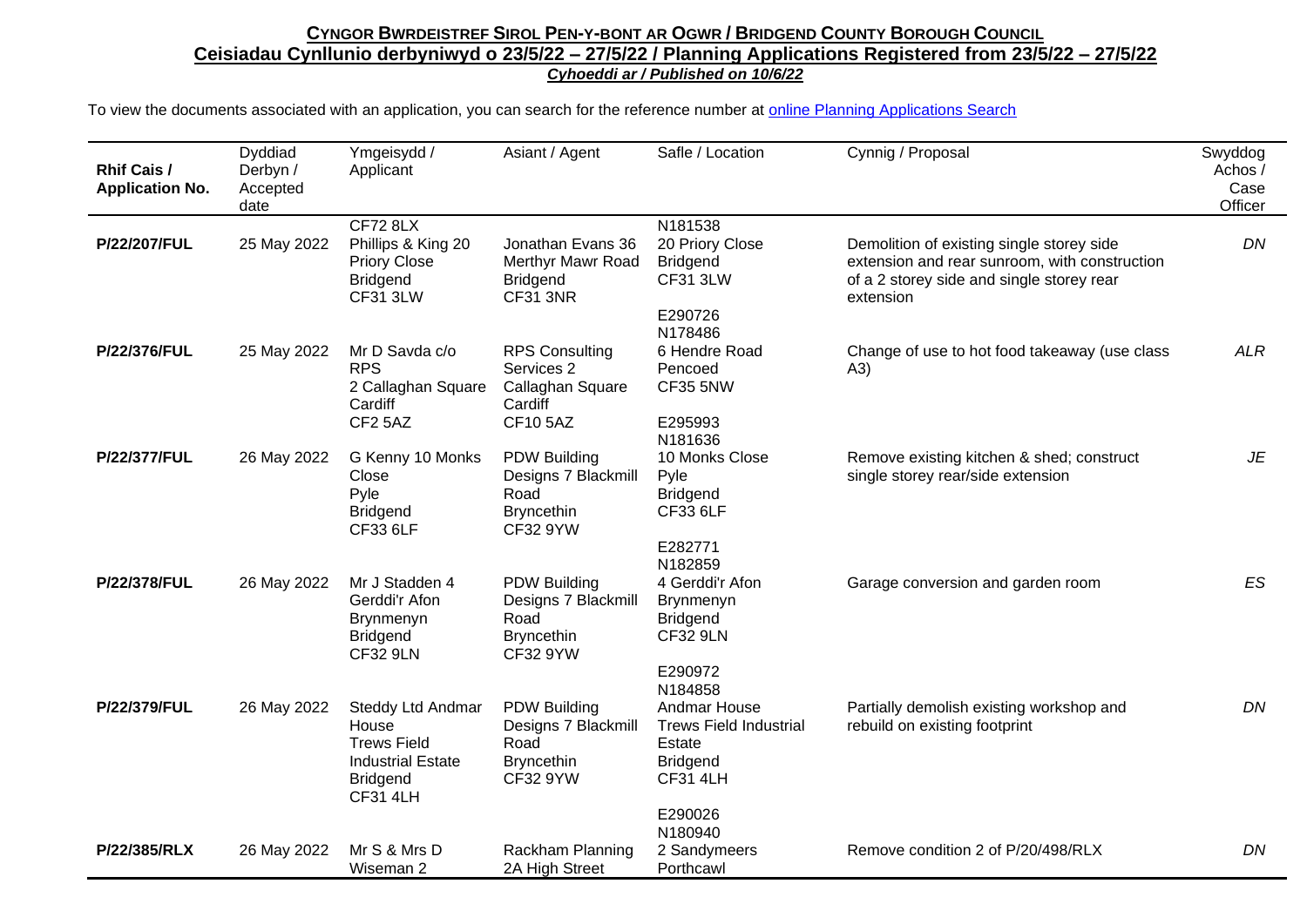**CYNGOR BWRDEISTREF SIROL PEN-Y-BONT AR OGWR / BRIDGEND COUNTY BOROUGH COUNCIL**
**Ceisiadau Cynllunio derbyniwyd o 23/5/22 – 27/5/22 / Planning Applications Registered from 23/5/22 – 27/5/22**
***Cyhoeddi ar / Published on 10/6/22***

To view the documents associated with an application, you can search for the reference number at [online Planning Applications Search](online Planning Applications Search)

| Rhif Cais / Application No. | Dyddiad Derbyn / Accepted date | Ymgeisydd / Applicant | Asiant / Agent | Safle / Location | Cynnig / Proposal | Swyddog Achos / Case Officer |
|---|---|---|---|---|---|---|
| | | CF72 8LX | | N181538 | | |
| **P/22/207/FUL** | 25 May 2022 | Phillips & King 20 Priory Close Bridgend CF31 3LW | Jonathan Evans 36 Merthyr Mawr Road Bridgend CF31 3NR | 20 Priory Close Bridgend CF31 3LW E290726 N178486 | Demolition of existing single storey side extension and rear sunroom, with construction of a 2 storey side and single storey rear extension | DN |
| **P/22/376/FUL** | 25 May 2022 | Mr D Savda c/o RPS 2 Callaghan Square Cardiff CF2 5AZ | RPS Consulting Services 2 Callaghan Square Cardiff CF10 5AZ | 6 Hendre Road Pencoed CF35 5NW E295993 N181636 | Change of use to hot food takeaway (use class A3) | ALR |
| **P/22/377/FUL** | 26 May 2022 | G Kenny 10 Monks Close Pyle Bridgend CF33 6LF | PDW Building Designs 7 Blackmill Road Bryncethin CF32 9YW | 10 Monks Close Pyle Bridgend CF33 6LF E282771 N182859 | Remove existing kitchen & shed; construct single storey rear/side extension | JE |
| **P/22/378/FUL** | 26 May 2022 | Mr J Stadden 4 Gerddi'r Afon Brynmenyn Bridgend CF32 9LN | PDW Building Designs 7 Blackmill Road Bryncethin CF32 9YW | 4 Gerddi'r Afon Brynmenyn Bridgend CF32 9LN E290972 N184858 | Garage conversion and garden room | ES |
| **P/22/379/FUL** | 26 May 2022 | Steddy Ltd Andmar House Trews Field Industrial Estate Bridgend CF31 4LH | PDW Building Designs 7 Blackmill Road Bryncethin CF32 9YW | Andmar House Trews Field Industrial Estate Bridgend CF31 4LH E290026 N180940 | Partially demolish existing workshop and rebuild on existing footprint | DN |
| **P/22/385/RLX** | 26 May 2022 | Mr S & Mrs D Wiseman 2 | Rackham Planning 2A High Street | 2 Sandymeers Porthcawl | Remove condition 2 of P/20/498/RLX | DN |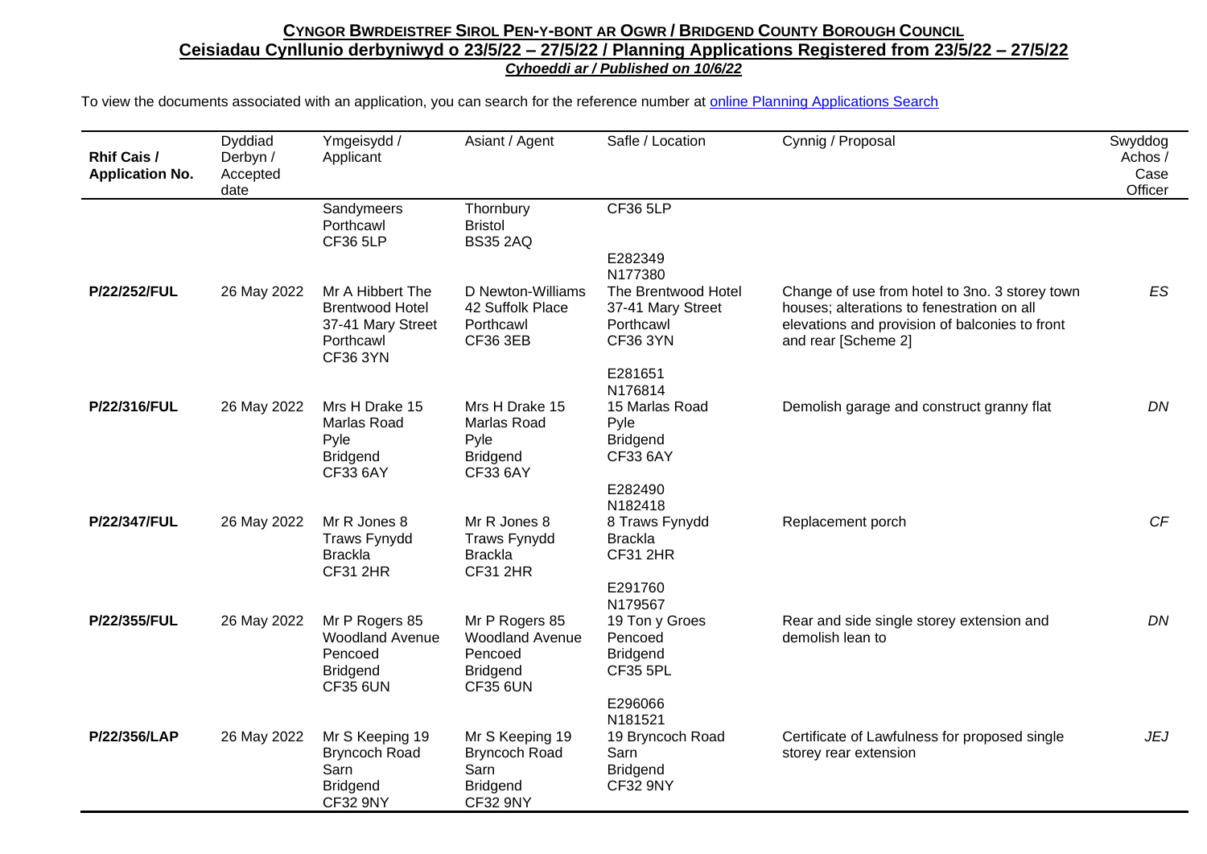## Cyngor Bwrdeistref Sirol Pen-y-bont ar Ogwr / Bridgend County Borough Council

**Ceisiadau Cynllunio derbyniwyd o 23/5/22 – 27/5/22 / Planning Applications Registered from 23/5/22 – 27/5/22**

***Cyhoeddi ar / Published on 10/6/22***

To view the documents associated with an application, you can search for the reference number at online Planning Applications Search

| Rhif Cais / Application No. | Dyddiad Derbyn / Accepted date | Ymgeisydd / Applicant | Asiant / Agent | Safle / Location | Cynnig / Proposal | Swyddog Achos / Case Officer |
|---|---|---|---|---|---|---|
| | | Sandymeers Porthcawl CF36 5LP | Thornbury Bristol BS35 2AQ | CF36 5LP E282349 N177380 | | |
| **P/22/252/FUL** | 26 May 2022 | Mr A Hibbert The Brentwood Hotel 37-41 Mary Street Porthcawl CF36 3YN | D Newton-Williams 42 Suffolk Place Porthcawl CF36 3EB | The Brentwood Hotel 37-41 Mary Street Porthcawl CF36 3YN E281651 N176814 | Change of use from hotel to 3no. 3 storey town houses; alterations to fenestration on all elevations and provision of balconies to front and rear [Scheme 2] | *ES* |
| **P/22/316/FUL** | 26 May 2022 | Mrs H Drake 15 Marlas Road Pyle Bridgend CF33 6AY | Mrs H Drake 15 Marlas Road Pyle Bridgend CF33 6AY | 15 Marlas Road Pyle Bridgend CF33 6AY E282490 N182418 | Demolish garage and construct granny flat | *DN* |
| **P/22/347/FUL** | 26 May 2022 | Mr R Jones 8 Traws Fynydd Brackla CF31 2HR | Mr R Jones 8 Traws Fynydd Brackla CF31 2HR | 8 Traws Fynydd Brackla CF31 2HR E291760 N179567 | Replacement porch | *CF* |
| **P/22/355/FUL** | 26 May 2022 | Mr P Rogers 85 Woodland Avenue Pencoed Bridgend CF35 6UN | Mr P Rogers 85 Woodland Avenue Pencoed Bridgend CF35 6UN | 19 Ton y Groes Pencoed Bridgend CF35 5PL E296066 N181521 | Rear and side single storey extension and demolish lean to | *DN* |
| **P/22/356/LAP** | 26 May 2022 | Mr S Keeping 19 Bryncoch Road Sarn Bridgend CF32 9NY | Mr S Keeping 19 Bryncoch Road Sarn Bridgend CF32 9NY | 19 Bryncoch Road Sarn Bridgend CF32 9NY | Certificate of Lawfulness for proposed single storey rear extension | *JEJ* |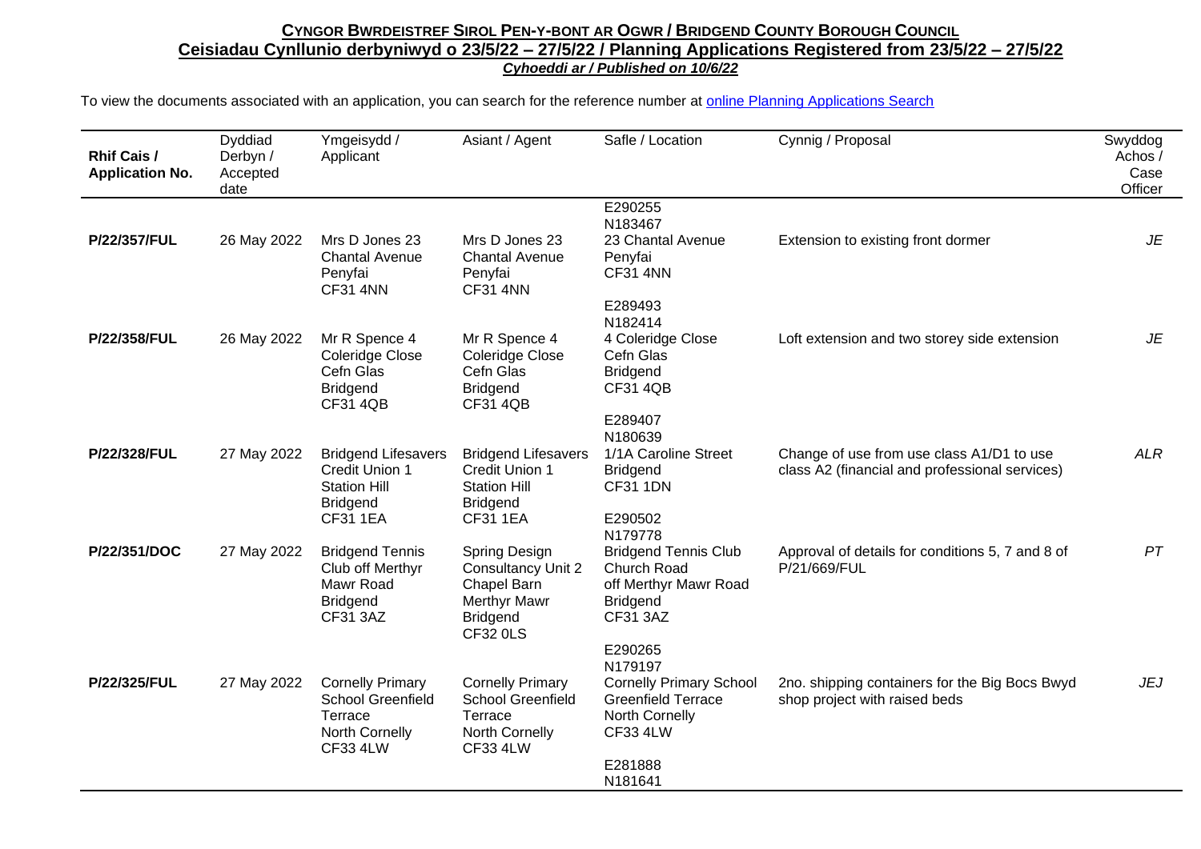**CYNGOR BWRDEISTREF SIROL PEN-Y-BONT AR OGWR / BRIDGEND COUNTY BOROUGH COUNCIL**
**Ceisiadau Cynllunio derbyniwyd o 23/5/22 – 27/5/22 / Planning Applications Registered from 23/5/22 – 27/5/22**
***Cyhoeddi ar / Published on 10/6/22***

To view the documents associated with an application, you can search for the reference number at online Planning Applications Search

| Rhif Cais / Application No. | Dyddiad Derbyn / Accepted date | Ymgeisydd / Applicant | Asiant / Agent | Safle / Location | Cynnig / Proposal | Swyddog Achos / Case Officer |
|---|---|---|---|---|---|---|
| | | | | E290255 N183467 | | |
| **P/22/357/FUL** | 26 May 2022 | Mrs D Jones 23 Chantal Avenue Penyfai CF31 4NN | Mrs D Jones 23 Chantal Avenue Penyfai CF31 4NN | 23 Chantal Avenue Penyfai CF31 4NN<br>E289493 N182414 | Extension to existing front dormer | *JE* |
| **P/22/358/FUL** | 26 May 2022 | Mr R Spence 4 Coleridge Close Cefn Glas Bridgend CF31 4QB | Mr R Spence 4 Coleridge Close Cefn Glas Bridgend CF31 4QB | 4 Coleridge Close Cefn Glas Bridgend CF31 4QB<br>E289407 N180639 | Loft extension and two storey side extension | *JE* |
| **P/22/328/FUL** | 27 May 2022 | Bridgend Lifesavers Credit Union 1 Station Hill Bridgend CF31 1EA | Bridgend Lifesavers Credit Union 1 Station Hill Bridgend CF31 1EA | 1/1A Caroline Street Bridgend CF31 1DN<br>E290502 N179778 | Change of use from use class A1/D1 to use class A2 (financial and professional services) | *ALR* |
| **P/22/351/DOC** | 27 May 2022 | Bridgend Tennis Club off Merthyr Mawr Road Bridgend CF31 3AZ | Spring Design Consultancy Unit 2 Chapel Barn Merthyr Mawr Bridgend CF32 0LS | Bridgend Tennis Club Church Road off Merthyr Mawr Road Bridgend CF31 3AZ<br>E290265 N179197 | Approval of details for conditions 5, 7 and 8 of P/21/669/FUL | *PT* |
| **P/22/325/FUL** | 27 May 2022 | Cornelly Primary School Greenfield Terrace North Cornelly CF33 4LW | Cornelly Primary School Greenfield Terrace North Cornelly CF33 4LW | Cornelly Primary School Greenfield Terrace North Cornelly CF33 4LW<br>E281888 N181641 | 2no. shipping containers for the Big Bocs Bwyd shop project with raised beds | *JEJ* |